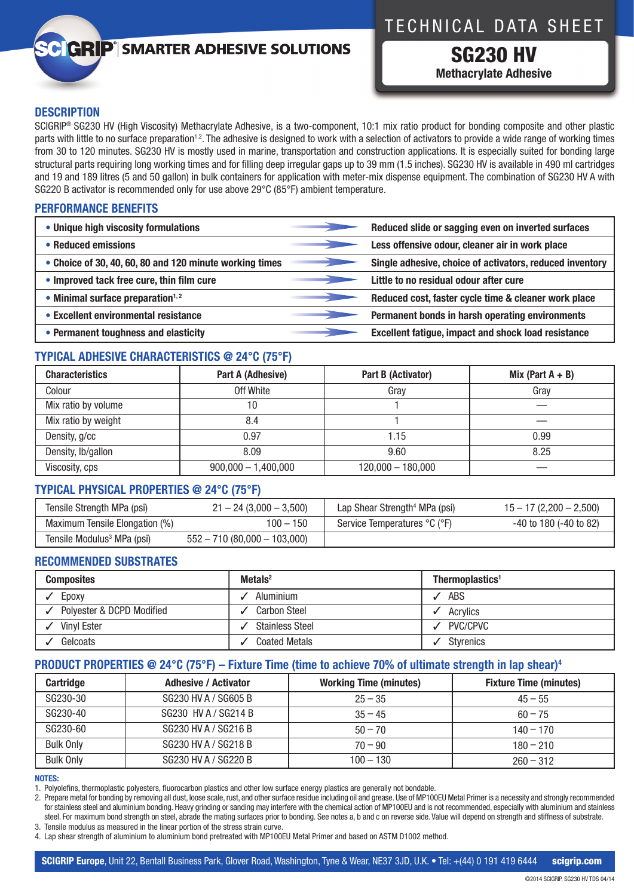SCIGRIP® | SMARTER ADHESIVE SOLUTIONS

# TECHNICAL DATA SHEET

# SG230 HV

**Methacrylate Adhesive**

## DESCRIPTION

SCIGRIP® SG230 HV (High Viscosity) Methacrylate Adhesive, is a two-component, 10:1 mix ratio product for bonding composite and other plastic parts with little to no surface preparation[1,2]. The adhesive is designed to work with a selection of activators to provide a wide range of working times from 30 to 120 minutes. SG230 HV is mostly used in marine, transportation and construction applications. It is especially suited for bonding large structural parts requiring long working times and for filling deep irregular gaps up to 39 mm (1.5 inches). SG230 HV is available in 490 ml cartridges and 19 and 189 litres (5 and 50 gallon) in bulk containers for application with meter-mix dispense equipment. The combination of SG230 HV A with SG220 B activator is recommended only for use above 29°C (85°F) ambient temperature.

## PERFORMANCE BENEFITS

| Feature | Benefit |
|---|---|
| • Unique high viscosity formulations | Reduced slide or sagging even on inverted surfaces |
| • Reduced emissions | Less offensive odour, cleaner air in work place |
| • Choice of 30, 40, 60, 80 and 120 minute working times | Single adhesive, choice of activators, reduced inventory |
| • Improved tack free cure, thin film cure | Little to no residual odour after cure |
| • Minimal surface preparation[1,2] | Reduced cost, faster cycle time & cleaner work place |
| • Excellent environmental resistance | Permanent bonds in harsh operating environments |
| • Permanent toughness and elasticity | Excellent fatigue, impact and shock load resistance |

## TYPICAL ADHESIVE CHARACTERISTICS @ 24°C (75°F)

| Characteristics | Part A (Adhesive) | Part B (Activator) | Mix (Part A + B) |
|---|---|---|---|
| Colour | Off White | Gray | Gray |
| Mix ratio by volume | 10 | 1 | — |
| Mix ratio by weight | 8.4 | 1 | — |
| Density, g/cc | 0.97 | 1.15 | 0.99 |
| Density, lb/gallon | 8.09 | 9.60 | 8.25 |
| Viscosity, cps | 900,000 – 1,400,000 | 120,000 – 180,000 | — |

## TYPICAL PHYSICAL PROPERTIES @ 24°C (75°F)

| Property | Value | Property | Value |
|---|---|---|---|
| Tensile Strength MPa (psi) | 21 – 24 (3,000 – 3,500) | Lap Shear Strength[4] MPa (psi) | 15 – 17 (2,200 – 2,500) |
| Maximum Tensile Elongation (%) | 100 – 150 | Service Temperatures °C (°F) | -40 to 180 (-40 to 82) |
| Tensile Modulus[3] MPa (psi) | 552 – 710 (80,000 – 103,000) | | |

## RECOMMENDED SUBSTRATES

| Composites | Metals[2] | Thermoplastics[1] |
|---|---|---|
| ✓ Epoxy | ✓ Aluminium | ✓ ABS |
| ✓ Polyester & DCPD Modified | ✓ Carbon Steel | ✓ Acrylics |
| ✓ Vinyl Ester | ✓ Stainless Steel | ✓ PVC/CPVC |
| ✓ Gelcoats | ✓ Coated Metals | ✓ Styrenics |

## PRODUCT PROPERTIES @ 24°C (75°F) – Fixture Time (time to achieve 70% of ultimate strength in lap shear)[4]

| Cartridge | Adhesive / Activator | Working Time (minutes) | Fixture Time (minutes) |
|---|---|---|---|
| SG230-30 | SG230 HV A / SG605 B | 25 – 35 | 45 – 55 |
| SG230-40 | SG230 HV A / SG214 B | 35 – 45 | 60 – 75 |
| SG230-60 | SG230 HV A / SG216 B | 50 – 70 | 140 – 170 |
| Bulk Only | SG230 HV A / SG218 B | 70 – 90 | 180 – 210 |
| Bulk Only | SG230 HV A / SG220 B | 100 – 130 | 260 – 312 |

**NOTES:**

1. Polyolefins, thermoplastic polyesters, fluorocarbon plastics and other low surface energy plastics are generally not bondable.
2. Prepare metal for bonding by removing all dust, loose scale, rust, and other surface residue including oil and grease. Use of MP100EU Metal Primer is a necessity and strongly recommended for stainless steel and aluminium bonding. Heavy grinding or sanding may interfere with the chemical action of MP100EU and is not recommended, especially with aluminium and stainless steel. For maximum bond strength on steel, abrade the mating surfaces prior to bonding. See notes a, b and c on reverse side. Value will depend on strength and stiffness of substrate.
3. Tensile modulus as measured in the linear portion of the stress strain curve.
4. Lap shear strength of aluminium to aluminium bond pretreated with MP100EU Metal Primer and based on ASTM D1002 method.

**SCIGRIP Europe**, Unit 22, Bentall Business Park, Glover Road, Washington, Tyne & Wear, NE37 3JD, U.K. • Tel: +(44) 0 191 419 6444 **scigrip.com**

©2014 SCIGRIP, SG230 HV TDS 04/14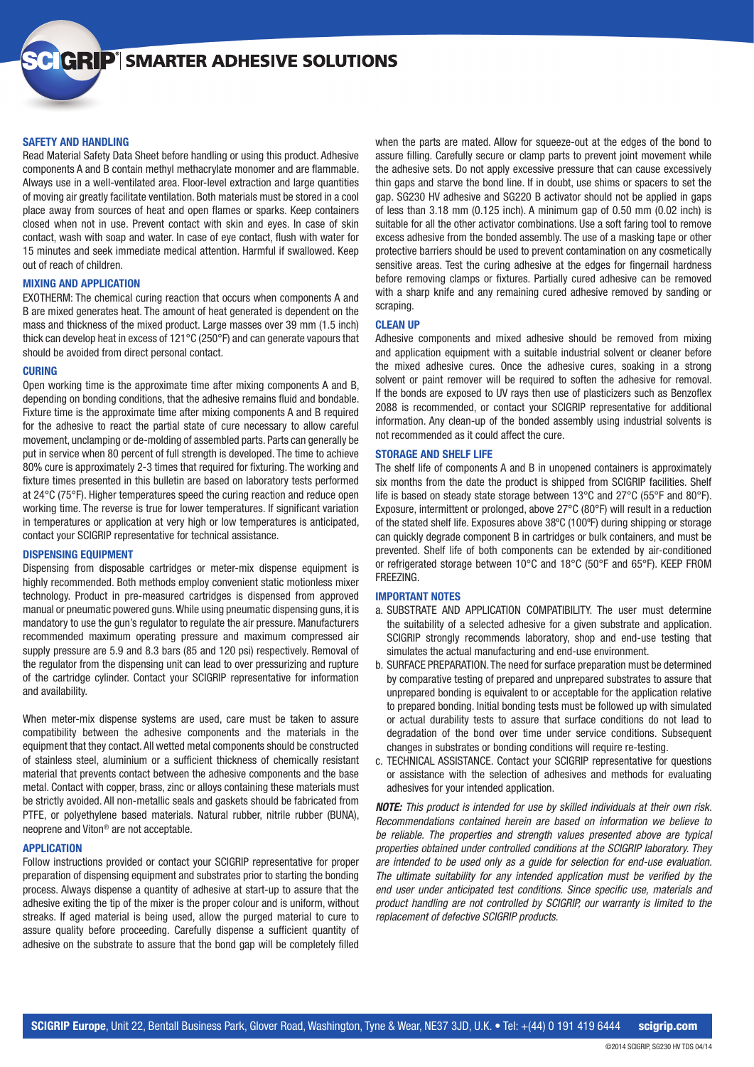## SAFETY AND HANDLING

Read Material Safety Data Sheet before handling or using this product. Adhesive components A and B contain methyl methacrylate monomer and are flammable. Always use in a well-ventilated area. Floor-level extraction and large quantities of moving air greatly facilitate ventilation. Both materials must be stored in a cool place away from sources of heat and open flames or sparks. Keep containers closed when not in use. Prevent contact with skin and eyes. In case of skin contact, wash with soap and water. In case of eye contact, flush with water for 15 minutes and seek immediate medical attention. Harmful if swallowed. Keep out of reach of children.

## MIXING AND APPLICATION

EXOTHERM: The chemical curing reaction that occurs when components A and B are mixed generates heat. The amount of heat generated is dependent on the mass and thickness of the mixed product. Large masses over 39 mm (1.5 inch) thick can develop heat in excess of 121°C (250°F) and can generate vapours that should be avoided from direct personal contact.

## CURING

Open working time is the approximate time after mixing components A and B, depending on bonding conditions, that the adhesive remains fluid and bondable. Fixture time is the approximate time after mixing components A and B required for the adhesive to react the partial state of cure necessary to allow careful movement, unclamping or de-molding of assembled parts. Parts can generally be put in service when 80 percent of full strength is developed. The time to achieve 80% cure is approximately 2-3 times that required for fixturing. The working and fixture times presented in this bulletin are based on laboratory tests performed at 24°C (75°F). Higher temperatures speed the curing reaction and reduce open working time. The reverse is true for lower temperatures. If significant variation in temperatures or application at very high or low temperatures is anticipated, contact your SCIGRIP representative for technical assistance.

## DISPENSING EQUIPMENT

Dispensing from disposable cartridges or meter-mix dispense equipment is highly recommended. Both methods employ convenient static motionless mixer technology. Product in pre-measured cartridges is dispensed from approved manual or pneumatic powered guns. While using pneumatic dispensing guns, it is mandatory to use the gun's regulator to regulate the air pressure. Manufacturers recommended maximum operating pressure and maximum compressed air supply pressure are 5.9 and 8.3 bars (85 and 120 psi) respectively. Removal of the regulator from the dispensing unit can lead to over pressurizing and rupture of the cartridge cylinder. Contact your SCIGRIP representative for information and availability.

When meter-mix dispense systems are used, care must be taken to assure compatibility between the adhesive components and the materials in the equipment that they contact. All wetted metal components should be constructed of stainless steel, aluminium or a sufficient thickness of chemically resistant material that prevents contact between the adhesive components and the base metal. Contact with copper, brass, zinc or alloys containing these materials must be strictly avoided. All non-metallic seals and gaskets should be fabricated from PTFE, or polyethylene based materials. Natural rubber, nitrile rubber (BUNA), neoprene and Viton® are not acceptable.

## APPLICATION

Follow instructions provided or contact your SCIGRIP representative for proper preparation of dispensing equipment and substrates prior to starting the bonding process. Always dispense a quantity of adhesive at start-up to assure that the adhesive exiting the tip of the mixer is the proper colour and is uniform, without streaks. If aged material is being used, allow the purged material to cure to assure quality before proceeding. Carefully dispense a sufficient quantity of adhesive on the substrate to assure that the bond gap will be completely filled when the parts are mated. Allow for squeeze-out at the edges of the bond to assure filling. Carefully secure or clamp parts to prevent joint movement while the adhesive sets. Do not apply excessive pressure that can cause excessively thin gaps and starve the bond line. If in doubt, use shims or spacers to set the gap. SG230 HV adhesive and SG220 B activator should not be applied in gaps of less than 3.18 mm (0.125 inch). A minimum gap of 0.50 mm (0.02 inch) is suitable for all the other activator combinations. Use a soft faring tool to remove excess adhesive from the bonded assembly. The use of a masking tape or other protective barriers should be used to prevent contamination on any cosmetically sensitive areas. Test the curing adhesive at the edges for fingernail hardness before removing clamps or fixtures. Partially cured adhesive can be removed with a sharp knife and any remaining cured adhesive removed by sanding or scraping.

## CLEAN UP

Adhesive components and mixed adhesive should be removed from mixing and application equipment with a suitable industrial solvent or cleaner before the mixed adhesive cures. Once the adhesive cures, soaking in a strong solvent or paint remover will be required to soften the adhesive for removal. If the bonds are exposed to UV rays then use of plasticizers such as Benzoflex 2088 is recommended, or contact your SCIGRIP representative for additional information. Any clean-up of the bonded assembly using industrial solvents is not recommended as it could affect the cure.

## STORAGE AND SHELF LIFE

The shelf life of components A and B in unopened containers is approximately six months from the date the product is shipped from SCIGRIP facilities. Shelf life is based on steady state storage between 13°C and 27°C (55°F and 80°F). Exposure, intermittent or prolonged, above 27°C (80°F) will result in a reduction of the stated shelf life. Exposures above 38ºC (100ºF) during shipping or storage can quickly degrade component B in cartridges or bulk containers, and must be prevented. Shelf life of both components can be extended by air-conditioned or refrigerated storage between 10°C and 18°C (50°F and 65°F). KEEP FROM FREEZING.

## IMPORTANT NOTES

a. SUBSTRATE AND APPLICATION COMPATIBILITY. The user must determine the suitability of a selected adhesive for a given substrate and application. SCIGRIP strongly recommends laboratory, shop and end-use testing that simulates the actual manufacturing and end-use environment.

b. SURFACE PREPARATION. The need for surface preparation must be determined by comparative testing of prepared and unprepared substrates to assure that unprepared bonding is equivalent to or acceptable for the application relative to prepared bonding. Initial bonding tests must be followed up with simulated or actual durability tests to assure that surface conditions do not lead to degradation of the bond over time under service conditions. Subsequent changes in substrates or bonding conditions will require re-testing.

c. TECHNICAL ASSISTANCE. Contact your SCIGRIP representative for questions or assistance with the selection of adhesives and methods for evaluating adhesives for your intended application.

***NOTE:*** *This product is intended for use by skilled individuals at their own risk. Recommendations contained herein are based on information we believe to be reliable. The properties and strength values presented above are typical properties obtained under controlled conditions at the SCIGRIP laboratory. They are intended to be used only as a guide for selection for end-use evaluation. The ultimate suitability for any intended application must be verified by the end user under anticipated test conditions. Since specific use, materials and product handling are not controlled by SCIGRIP, our warranty is limited to the replacement of defective SCIGRIP products.*